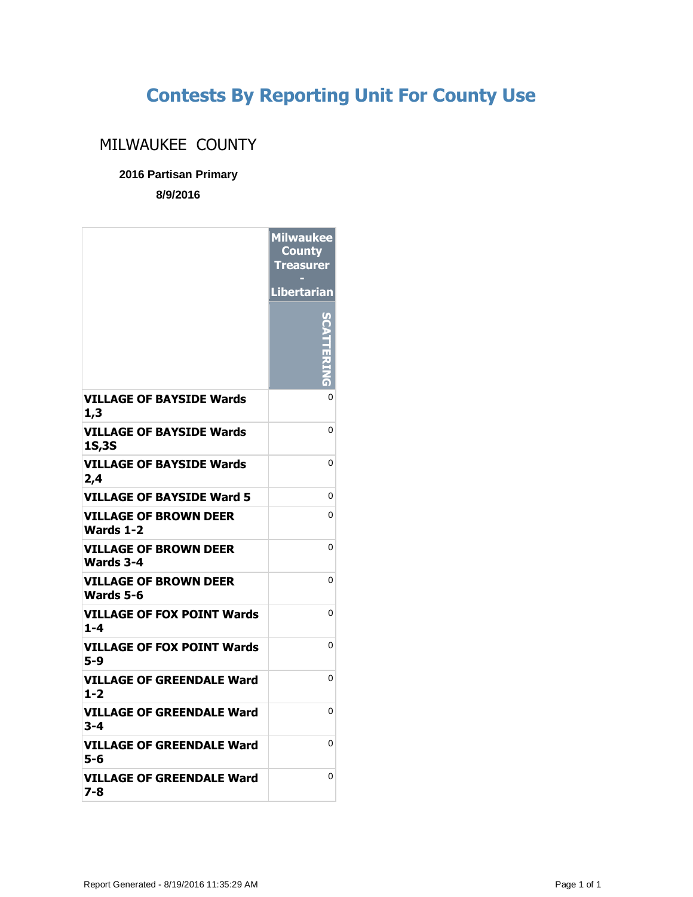# Contests By Reporting Unit For County Use

## MILWAUKEE COUNTY

**2016 Partisan Primary**

**8/9/2016**

| | Milwaukee County Treasurer - Libertarian |
|---|---|
| | SCATTERING |
| **VILLAGE OF BAYSIDE Wards 1,3** | 0 |
| **VILLAGE OF BAYSIDE Wards 1S,3S** | 0 |
| **VILLAGE OF BAYSIDE Wards 2,4** | 0 |
| **VILLAGE OF BAYSIDE Ward 5** | 0 |
| **VILLAGE OF BROWN DEER Wards 1-2** | 0 |
| **VILLAGE OF BROWN DEER Wards 3-4** | 0 |
| **VILLAGE OF BROWN DEER Wards 5-6** | 0 |
| **VILLAGE OF FOX POINT Wards 1-4** | 0 |
| **VILLAGE OF FOX POINT Wards 5-9** | 0 |
| **VILLAGE OF GREENDALE Ward 1-2** | 0 |
| **VILLAGE OF GREENDALE Ward 3-4** | 0 |
| **VILLAGE OF GREENDALE Ward 5-6** | 0 |
| **VILLAGE OF GREENDALE Ward 7-8** | 0 |

Report Generated - 8/19/2016 11:35:29 AM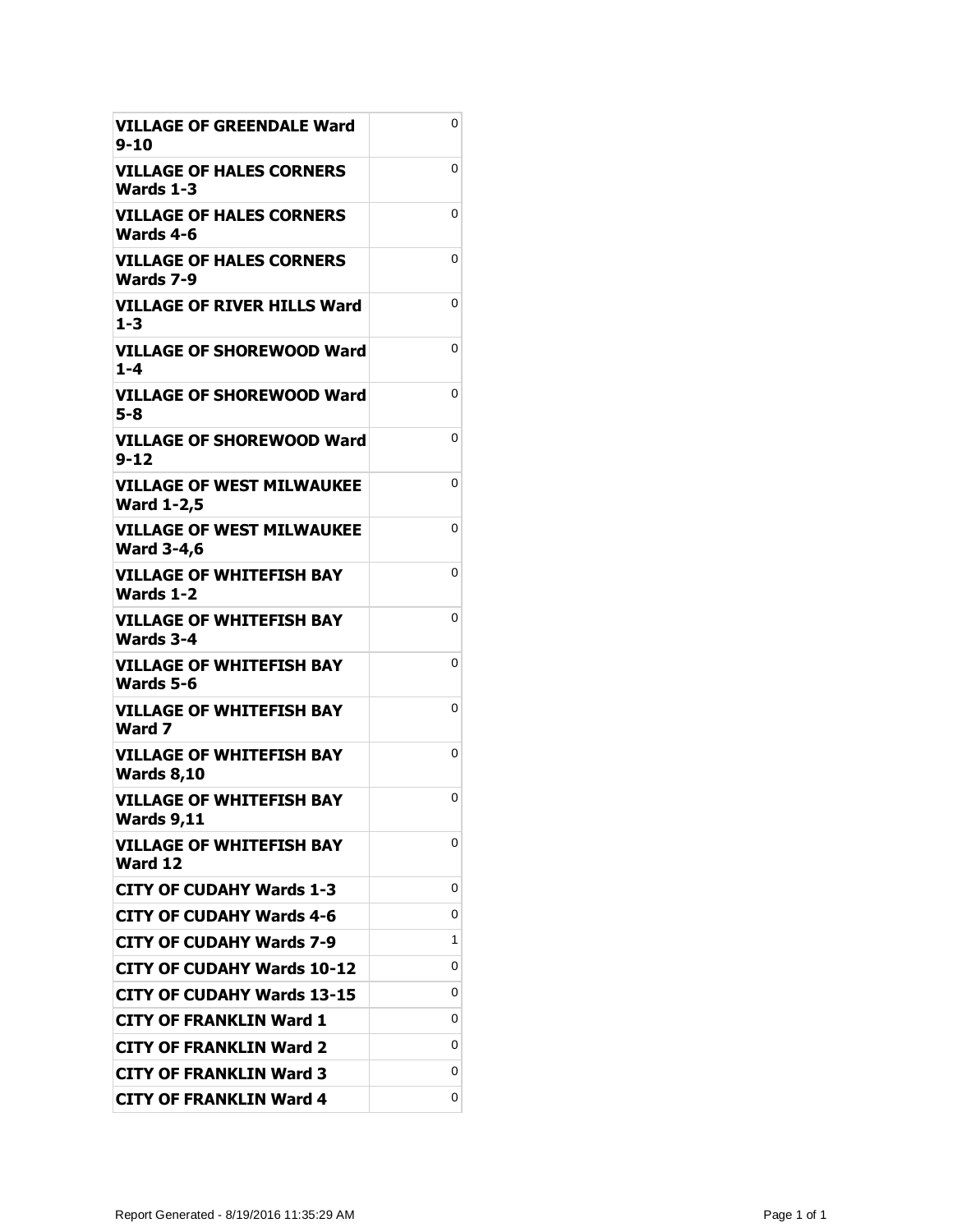| | |
|---|---|
| **VILLAGE OF GREENDALE Ward 9-10** | 0 |
| **VILLAGE OF HALES CORNERS Wards 1-3** | 0 |
| **VILLAGE OF HALES CORNERS Wards 4-6** | 0 |
| **VILLAGE OF HALES CORNERS Wards 7-9** | 0 |
| **VILLAGE OF RIVER HILLS Ward 1-3** | 0 |
| **VILLAGE OF SHOREWOOD Ward 1-4** | 0 |
| **VILLAGE OF SHOREWOOD Ward 5-8** | 0 |
| **VILLAGE OF SHOREWOOD Ward 9-12** | 0 |
| **VILLAGE OF WEST MILWAUKEE Ward 1-2,5** | 0 |
| **VILLAGE OF WEST MILWAUKEE Ward 3-4,6** | 0 |
| **VILLAGE OF WHITEFISH BAY Wards 1-2** | 0 |
| **VILLAGE OF WHITEFISH BAY Wards 3-4** | 0 |
| **VILLAGE OF WHITEFISH BAY Wards 5-6** | 0 |
| **VILLAGE OF WHITEFISH BAY Ward 7** | 0 |
| **VILLAGE OF WHITEFISH BAY Wards 8,10** | 0 |
| **VILLAGE OF WHITEFISH BAY Wards 9,11** | 0 |
| **VILLAGE OF WHITEFISH BAY Ward 12** | 0 |
| **CITY OF CUDAHY Wards 1-3** | 0 |
| **CITY OF CUDAHY Wards 4-6** | 0 |
| **CITY OF CUDAHY Wards 7-9** | 1 |
| **CITY OF CUDAHY Wards 10-12** | 0 |
| **CITY OF CUDAHY Wards 13-15** | 0 |
| **CITY OF FRANKLIN Ward 1** | 0 |
| **CITY OF FRANKLIN Ward 2** | 0 |
| **CITY OF FRANKLIN Ward 3** | 0 |
| **CITY OF FRANKLIN Ward 4** | 0 |

Report Generated - 8/19/2016 11:35:29 AM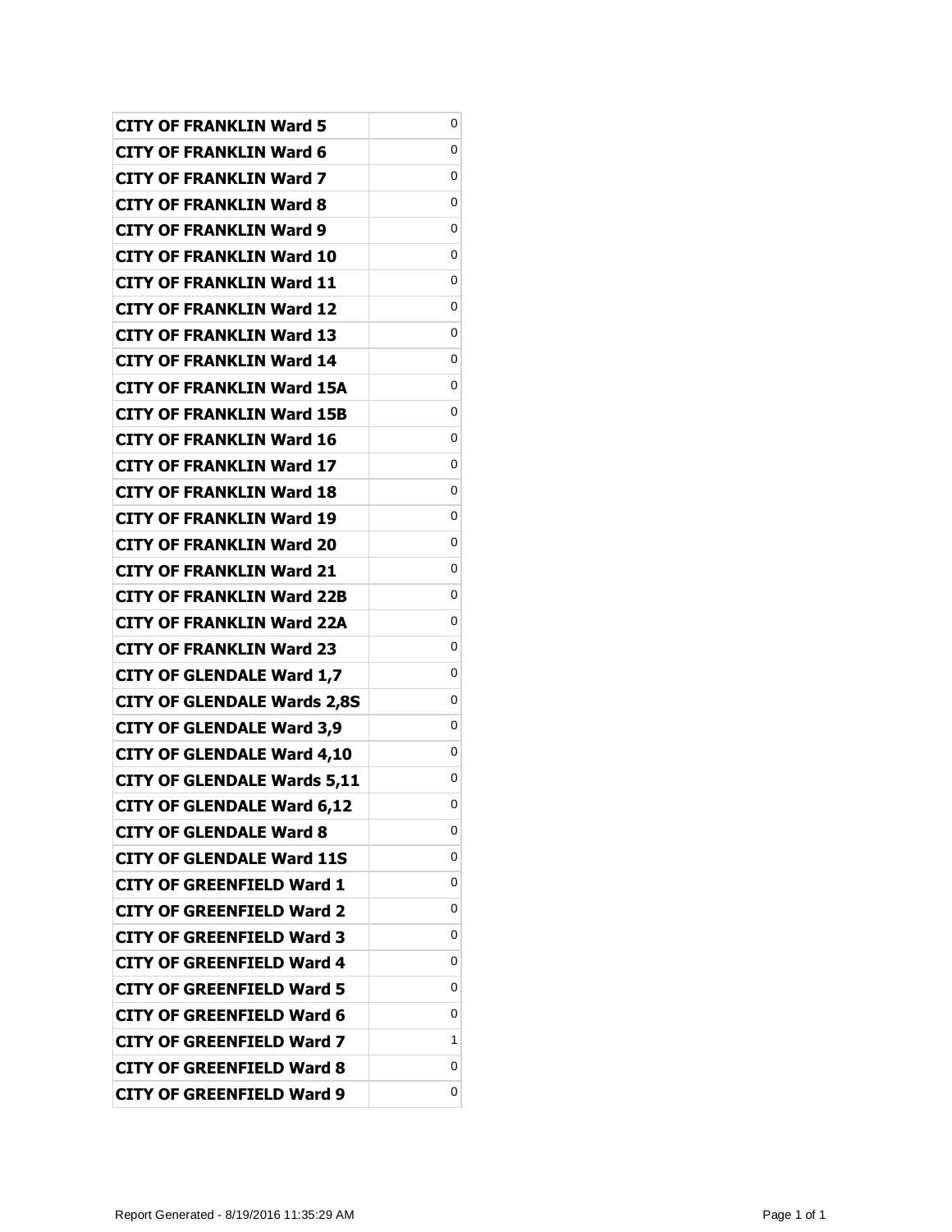| | |
|---|---|
| **CITY OF FRANKLIN Ward 5** | 0 |
| **CITY OF FRANKLIN Ward 6** | 0 |
| **CITY OF FRANKLIN Ward 7** | 0 |
| **CITY OF FRANKLIN Ward 8** | 0 |
| **CITY OF FRANKLIN Ward 9** | 0 |
| **CITY OF FRANKLIN Ward 10** | 0 |
| **CITY OF FRANKLIN Ward 11** | 0 |
| **CITY OF FRANKLIN Ward 12** | 0 |
| **CITY OF FRANKLIN Ward 13** | 0 |
| **CITY OF FRANKLIN Ward 14** | 0 |
| **CITY OF FRANKLIN Ward 15A** | 0 |
| **CITY OF FRANKLIN Ward 15B** | 0 |
| **CITY OF FRANKLIN Ward 16** | 0 |
| **CITY OF FRANKLIN Ward 17** | 0 |
| **CITY OF FRANKLIN Ward 18** | 0 |
| **CITY OF FRANKLIN Ward 19** | 0 |
| **CITY OF FRANKLIN Ward 20** | 0 |
| **CITY OF FRANKLIN Ward 21** | 0 |
| **CITY OF FRANKLIN Ward 22B** | 0 |
| **CITY OF FRANKLIN Ward 22A** | 0 |
| **CITY OF FRANKLIN Ward 23** | 0 |
| **CITY OF GLENDALE Ward 1,7** | 0 |
| **CITY OF GLENDALE Wards 2,8S** | 0 |
| **CITY OF GLENDALE Ward 3,9** | 0 |
| **CITY OF GLENDALE Ward 4,10** | 0 |
| **CITY OF GLENDALE Wards 5,11** | 0 |
| **CITY OF GLENDALE Ward 6,12** | 0 |
| **CITY OF GLENDALE Ward 8** | 0 |
| **CITY OF GLENDALE Ward 11S** | 0 |
| **CITY OF GREENFIELD Ward 1** | 0 |
| **CITY OF GREENFIELD Ward 2** | 0 |
| **CITY OF GREENFIELD Ward 3** | 0 |
| **CITY OF GREENFIELD Ward 4** | 0 |
| **CITY OF GREENFIELD Ward 5** | 0 |
| **CITY OF GREENFIELD Ward 6** | 0 |
| **CITY OF GREENFIELD Ward 7** | 1 |
| **CITY OF GREENFIELD Ward 8** | 0 |
| **CITY OF GREENFIELD Ward 9** | 0 |

Report Generated - 8/19/2016 11:35:29 AM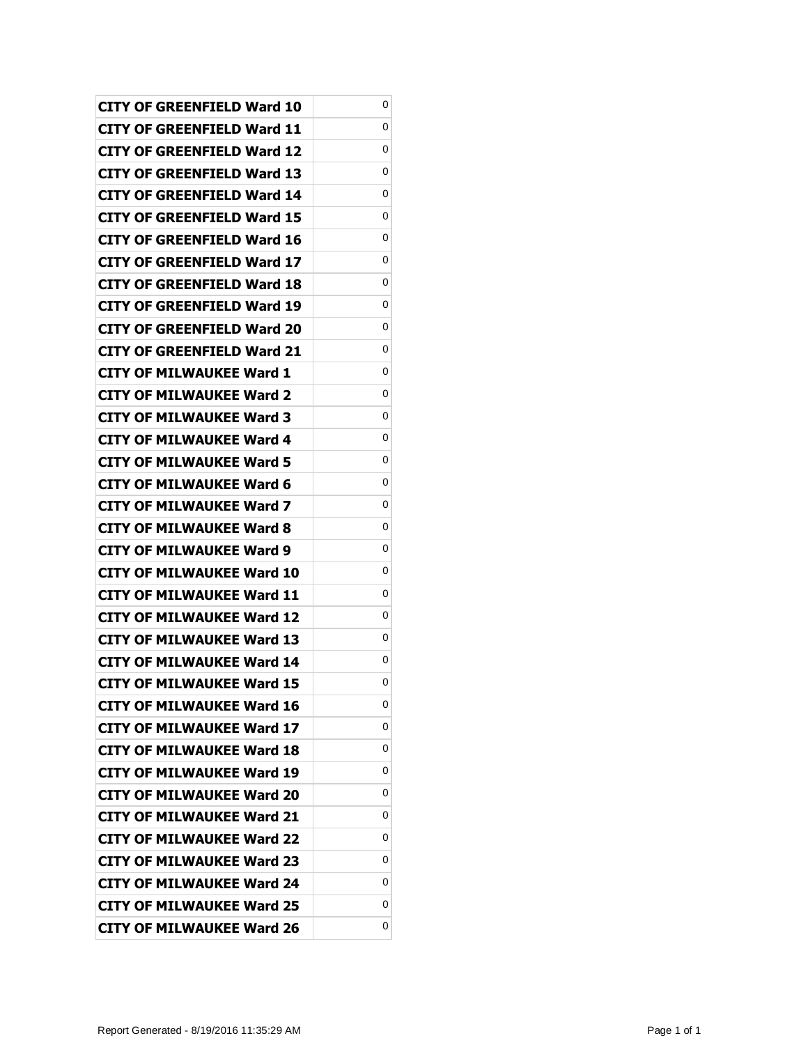| | |
|---|---|
| **CITY OF GREENFIELD Ward 10** | 0 |
| **CITY OF GREENFIELD Ward 11** | 0 |
| **CITY OF GREENFIELD Ward 12** | 0 |
| **CITY OF GREENFIELD Ward 13** | 0 |
| **CITY OF GREENFIELD Ward 14** | 0 |
| **CITY OF GREENFIELD Ward 15** | 0 |
| **CITY OF GREENFIELD Ward 16** | 0 |
| **CITY OF GREENFIELD Ward 17** | 0 |
| **CITY OF GREENFIELD Ward 18** | 0 |
| **CITY OF GREENFIELD Ward 19** | 0 |
| **CITY OF GREENFIELD Ward 20** | 0 |
| **CITY OF GREENFIELD Ward 21** | 0 |
| **CITY OF MILWAUKEE Ward 1** | 0 |
| **CITY OF MILWAUKEE Ward 2** | 0 |
| **CITY OF MILWAUKEE Ward 3** | 0 |
| **CITY OF MILWAUKEE Ward 4** | 0 |
| **CITY OF MILWAUKEE Ward 5** | 0 |
| **CITY OF MILWAUKEE Ward 6** | 0 |
| **CITY OF MILWAUKEE Ward 7** | 0 |
| **CITY OF MILWAUKEE Ward 8** | 0 |
| **CITY OF MILWAUKEE Ward 9** | 0 |
| **CITY OF MILWAUKEE Ward 10** | 0 |
| **CITY OF MILWAUKEE Ward 11** | 0 |
| **CITY OF MILWAUKEE Ward 12** | 0 |
| **CITY OF MILWAUKEE Ward 13** | 0 |
| **CITY OF MILWAUKEE Ward 14** | 0 |
| **CITY OF MILWAUKEE Ward 15** | 0 |
| **CITY OF MILWAUKEE Ward 16** | 0 |
| **CITY OF MILWAUKEE Ward 17** | 0 |
| **CITY OF MILWAUKEE Ward 18** | 0 |
| **CITY OF MILWAUKEE Ward 19** | 0 |
| **CITY OF MILWAUKEE Ward 20** | 0 |
| **CITY OF MILWAUKEE Ward 21** | 0 |
| **CITY OF MILWAUKEE Ward 22** | 0 |
| **CITY OF MILWAUKEE Ward 23** | 0 |
| **CITY OF MILWAUKEE Ward 24** | 0 |
| **CITY OF MILWAUKEE Ward 25** | 0 |
| **CITY OF MILWAUKEE Ward 26** | 0 |

Report Generated - 8/19/2016 11:35:29 AM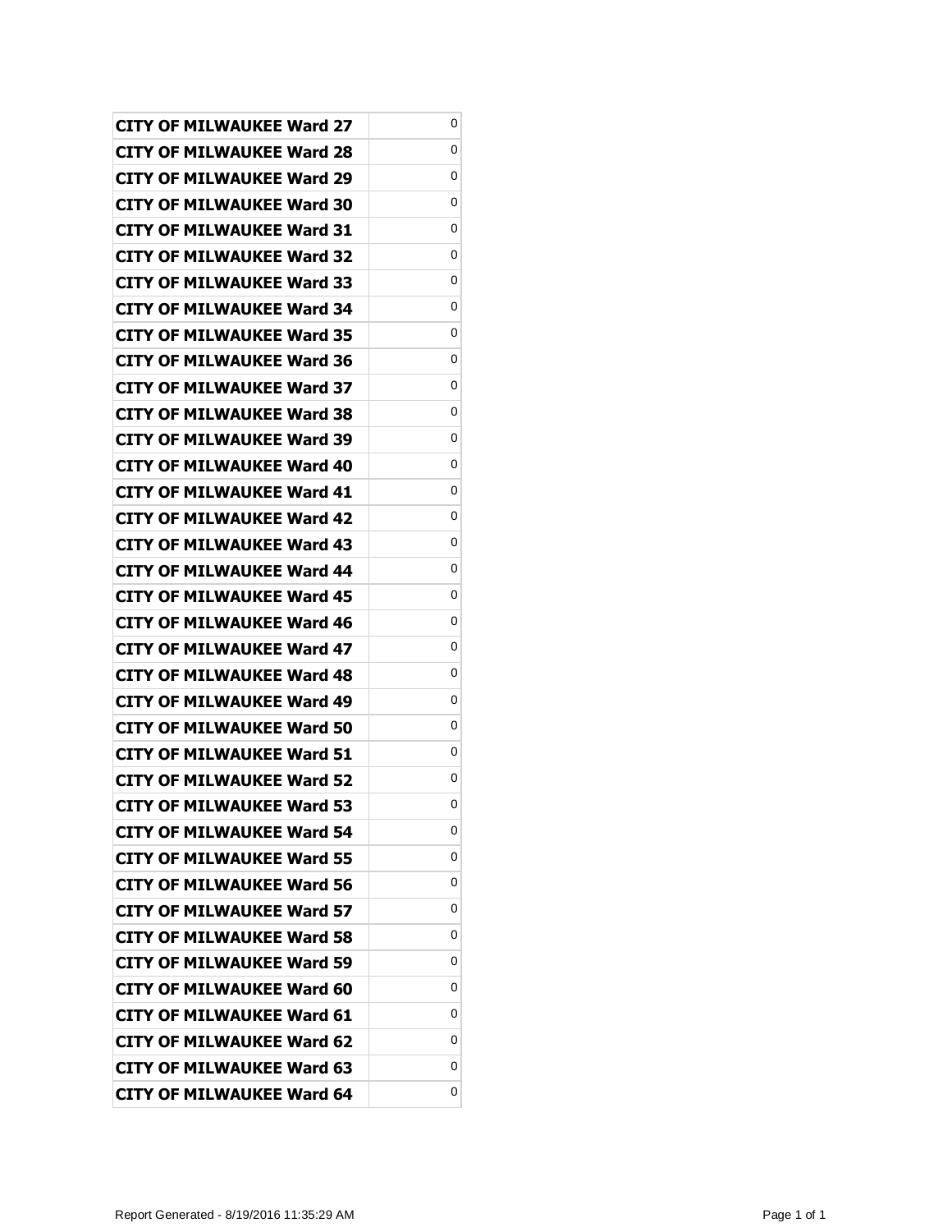| | |
|---|---|
| CITY OF MILWAUKEE Ward 27 | 0 |
| CITY OF MILWAUKEE Ward 28 | 0 |
| CITY OF MILWAUKEE Ward 29 | 0 |
| CITY OF MILWAUKEE Ward 30 | 0 |
| CITY OF MILWAUKEE Ward 31 | 0 |
| CITY OF MILWAUKEE Ward 32 | 0 |
| CITY OF MILWAUKEE Ward 33 | 0 |
| CITY OF MILWAUKEE Ward 34 | 0 |
| CITY OF MILWAUKEE Ward 35 | 0 |
| CITY OF MILWAUKEE Ward 36 | 0 |
| CITY OF MILWAUKEE Ward 37 | 0 |
| CITY OF MILWAUKEE Ward 38 | 0 |
| CITY OF MILWAUKEE Ward 39 | 0 |
| CITY OF MILWAUKEE Ward 40 | 0 |
| CITY OF MILWAUKEE Ward 41 | 0 |
| CITY OF MILWAUKEE Ward 42 | 0 |
| CITY OF MILWAUKEE Ward 43 | 0 |
| CITY OF MILWAUKEE Ward 44 | 0 |
| CITY OF MILWAUKEE Ward 45 | 0 |
| CITY OF MILWAUKEE Ward 46 | 0 |
| CITY OF MILWAUKEE Ward 47 | 0 |
| CITY OF MILWAUKEE Ward 48 | 0 |
| CITY OF MILWAUKEE Ward 49 | 0 |
| CITY OF MILWAUKEE Ward 50 | 0 |
| CITY OF MILWAUKEE Ward 51 | 0 |
| CITY OF MILWAUKEE Ward 52 | 0 |
| CITY OF MILWAUKEE Ward 53 | 0 |
| CITY OF MILWAUKEE Ward 54 | 0 |
| CITY OF MILWAUKEE Ward 55 | 0 |
| CITY OF MILWAUKEE Ward 56 | 0 |
| CITY OF MILWAUKEE Ward 57 | 0 |
| CITY OF MILWAUKEE Ward 58 | 0 |
| CITY OF MILWAUKEE Ward 59 | 0 |
| CITY OF MILWAUKEE Ward 60 | 0 |
| CITY OF MILWAUKEE Ward 61 | 0 |
| CITY OF MILWAUKEE Ward 62 | 0 |
| CITY OF MILWAUKEE Ward 63 | 0 |
| CITY OF MILWAUKEE Ward 64 | 0 |

Report Generated - 8/19/2016 11:35:29 AM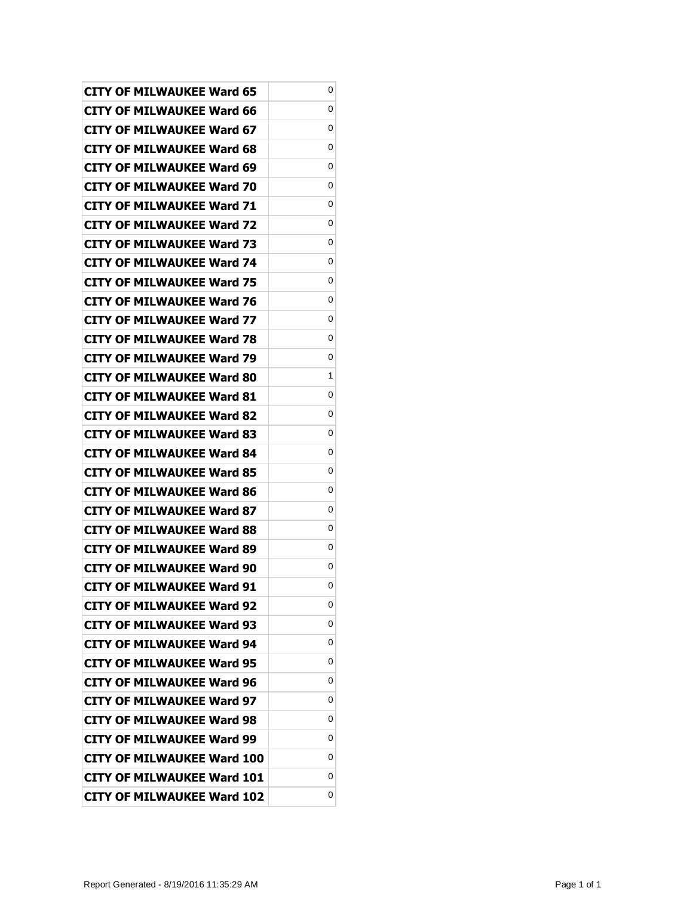| | |
|---|---|
| **CITY OF MILWAUKEE Ward 65** | 0 |
| **CITY OF MILWAUKEE Ward 66** | 0 |
| **CITY OF MILWAUKEE Ward 67** | 0 |
| **CITY OF MILWAUKEE Ward 68** | 0 |
| **CITY OF MILWAUKEE Ward 69** | 0 |
| **CITY OF MILWAUKEE Ward 70** | 0 |
| **CITY OF MILWAUKEE Ward 71** | 0 |
| **CITY OF MILWAUKEE Ward 72** | 0 |
| **CITY OF MILWAUKEE Ward 73** | 0 |
| **CITY OF MILWAUKEE Ward 74** | 0 |
| **CITY OF MILWAUKEE Ward 75** | 0 |
| **CITY OF MILWAUKEE Ward 76** | 0 |
| **CITY OF MILWAUKEE Ward 77** | 0 |
| **CITY OF MILWAUKEE Ward 78** | 0 |
| **CITY OF MILWAUKEE Ward 79** | 0 |
| **CITY OF MILWAUKEE Ward 80** | 1 |
| **CITY OF MILWAUKEE Ward 81** | 0 |
| **CITY OF MILWAUKEE Ward 82** | 0 |
| **CITY OF MILWAUKEE Ward 83** | 0 |
| **CITY OF MILWAUKEE Ward 84** | 0 |
| **CITY OF MILWAUKEE Ward 85** | 0 |
| **CITY OF MILWAUKEE Ward 86** | 0 |
| **CITY OF MILWAUKEE Ward 87** | 0 |
| **CITY OF MILWAUKEE Ward 88** | 0 |
| **CITY OF MILWAUKEE Ward 89** | 0 |
| **CITY OF MILWAUKEE Ward 90** | 0 |
| **CITY OF MILWAUKEE Ward 91** | 0 |
| **CITY OF MILWAUKEE Ward 92** | 0 |
| **CITY OF MILWAUKEE Ward 93** | 0 |
| **CITY OF MILWAUKEE Ward 94** | 0 |
| **CITY OF MILWAUKEE Ward 95** | 0 |
| **CITY OF MILWAUKEE Ward 96** | 0 |
| **CITY OF MILWAUKEE Ward 97** | 0 |
| **CITY OF MILWAUKEE Ward 98** | 0 |
| **CITY OF MILWAUKEE Ward 99** | 0 |
| **CITY OF MILWAUKEE Ward 100** | 0 |
| **CITY OF MILWAUKEE Ward 101** | 0 |
| **CITY OF MILWAUKEE Ward 102** | 0 |

Report Generated - 8/19/2016 11:35:29 AM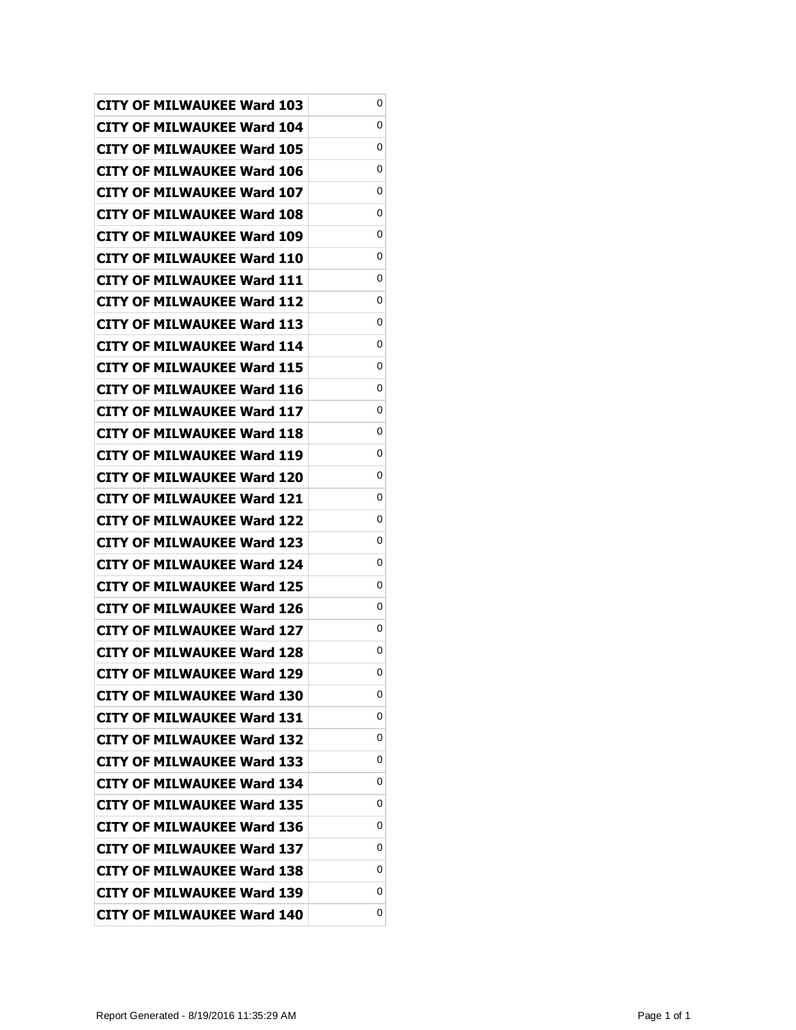| | |
|---|---|
| CITY OF MILWAUKEE Ward 103 | 0 |
| CITY OF MILWAUKEE Ward 104 | 0 |
| CITY OF MILWAUKEE Ward 105 | 0 |
| CITY OF MILWAUKEE Ward 106 | 0 |
| CITY OF MILWAUKEE Ward 107 | 0 |
| CITY OF MILWAUKEE Ward 108 | 0 |
| CITY OF MILWAUKEE Ward 109 | 0 |
| CITY OF MILWAUKEE Ward 110 | 0 |
| CITY OF MILWAUKEE Ward 111 | 0 |
| CITY OF MILWAUKEE Ward 112 | 0 |
| CITY OF MILWAUKEE Ward 113 | 0 |
| CITY OF MILWAUKEE Ward 114 | 0 |
| CITY OF MILWAUKEE Ward 115 | 0 |
| CITY OF MILWAUKEE Ward 116 | 0 |
| CITY OF MILWAUKEE Ward 117 | 0 |
| CITY OF MILWAUKEE Ward 118 | 0 |
| CITY OF MILWAUKEE Ward 119 | 0 |
| CITY OF MILWAUKEE Ward 120 | 0 |
| CITY OF MILWAUKEE Ward 121 | 0 |
| CITY OF MILWAUKEE Ward 122 | 0 |
| CITY OF MILWAUKEE Ward 123 | 0 |
| CITY OF MILWAUKEE Ward 124 | 0 |
| CITY OF MILWAUKEE Ward 125 | 0 |
| CITY OF MILWAUKEE Ward 126 | 0 |
| CITY OF MILWAUKEE Ward 127 | 0 |
| CITY OF MILWAUKEE Ward 128 | 0 |
| CITY OF MILWAUKEE Ward 129 | 0 |
| CITY OF MILWAUKEE Ward 130 | 0 |
| CITY OF MILWAUKEE Ward 131 | 0 |
| CITY OF MILWAUKEE Ward 132 | 0 |
| CITY OF MILWAUKEE Ward 133 | 0 |
| CITY OF MILWAUKEE Ward 134 | 0 |
| CITY OF MILWAUKEE Ward 135 | 0 |
| CITY OF MILWAUKEE Ward 136 | 0 |
| CITY OF MILWAUKEE Ward 137 | 0 |
| CITY OF MILWAUKEE Ward 138 | 0 |
| CITY OF MILWAUKEE Ward 139 | 0 |
| CITY OF MILWAUKEE Ward 140 | 0 |

Report Generated - 8/19/2016 11:35:29 AM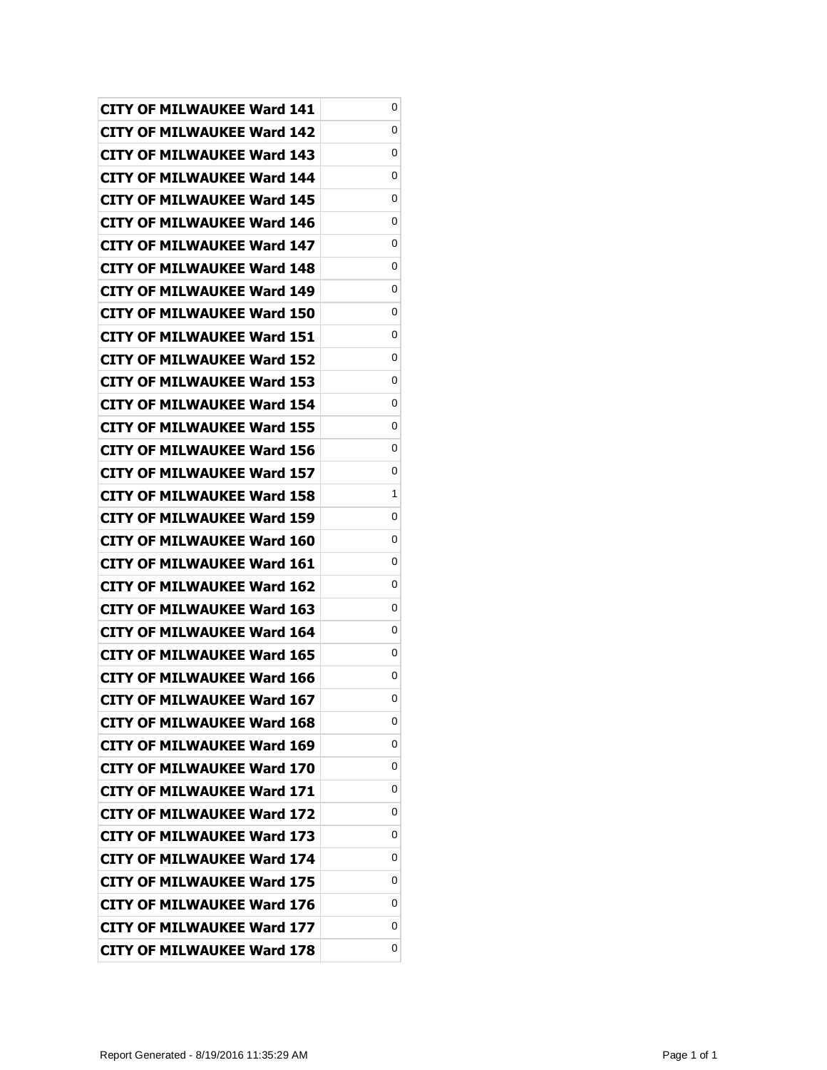| | |
|---|---|
| CITY OF MILWAUKEE Ward 141 | 0 |
| CITY OF MILWAUKEE Ward 142 | 0 |
| CITY OF MILWAUKEE Ward 143 | 0 |
| CITY OF MILWAUKEE Ward 144 | 0 |
| CITY OF MILWAUKEE Ward 145 | 0 |
| CITY OF MILWAUKEE Ward 146 | 0 |
| CITY OF MILWAUKEE Ward 147 | 0 |
| CITY OF MILWAUKEE Ward 148 | 0 |
| CITY OF MILWAUKEE Ward 149 | 0 |
| CITY OF MILWAUKEE Ward 150 | 0 |
| CITY OF MILWAUKEE Ward 151 | 0 |
| CITY OF MILWAUKEE Ward 152 | 0 |
| CITY OF MILWAUKEE Ward 153 | 0 |
| CITY OF MILWAUKEE Ward 154 | 0 |
| CITY OF MILWAUKEE Ward 155 | 0 |
| CITY OF MILWAUKEE Ward 156 | 0 |
| CITY OF MILWAUKEE Ward 157 | 0 |
| CITY OF MILWAUKEE Ward 158 | 1 |
| CITY OF MILWAUKEE Ward 159 | 0 |
| CITY OF MILWAUKEE Ward 160 | 0 |
| CITY OF MILWAUKEE Ward 161 | 0 |
| CITY OF MILWAUKEE Ward 162 | 0 |
| CITY OF MILWAUKEE Ward 163 | 0 |
| CITY OF MILWAUKEE Ward 164 | 0 |
| CITY OF MILWAUKEE Ward 165 | 0 |
| CITY OF MILWAUKEE Ward 166 | 0 |
| CITY OF MILWAUKEE Ward 167 | 0 |
| CITY OF MILWAUKEE Ward 168 | 0 |
| CITY OF MILWAUKEE Ward 169 | 0 |
| CITY OF MILWAUKEE Ward 170 | 0 |
| CITY OF MILWAUKEE Ward 171 | 0 |
| CITY OF MILWAUKEE Ward 172 | 0 |
| CITY OF MILWAUKEE Ward 173 | 0 |
| CITY OF MILWAUKEE Ward 174 | 0 |
| CITY OF MILWAUKEE Ward 175 | 0 |
| CITY OF MILWAUKEE Ward 176 | 0 |
| CITY OF MILWAUKEE Ward 177 | 0 |
| CITY OF MILWAUKEE Ward 178 | 0 |

Report Generated - 8/19/2016 11:35:29 AM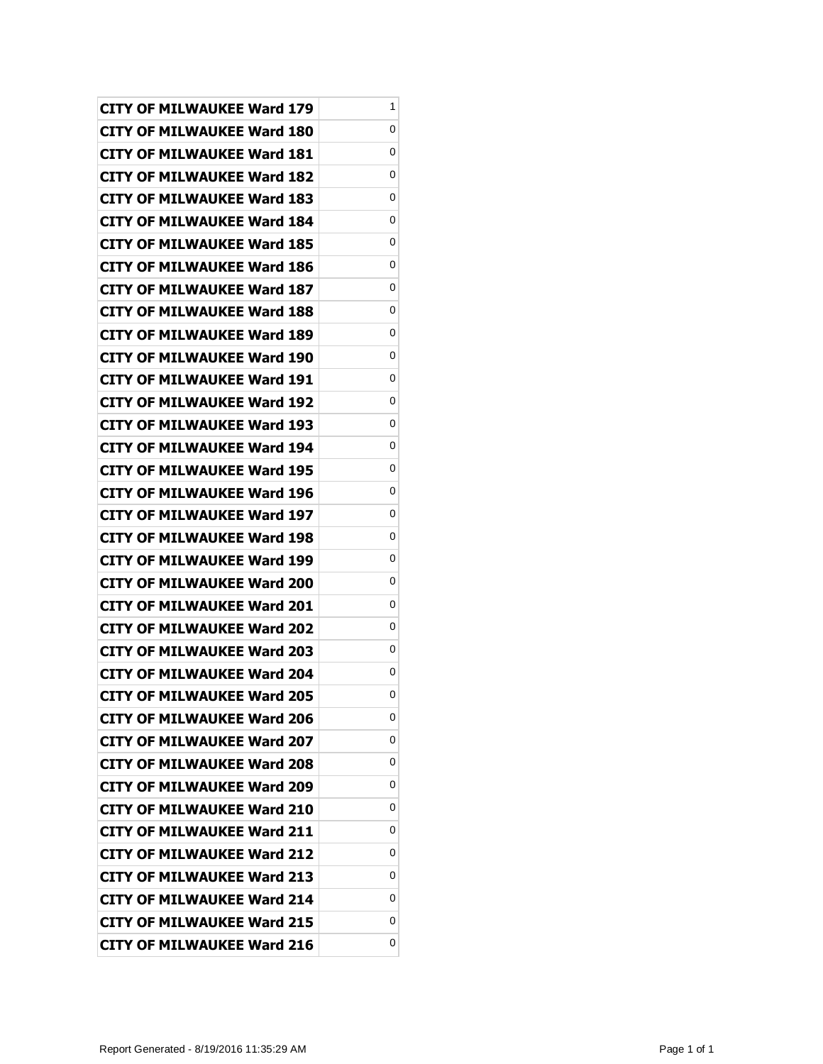| | |
|---|---|
| CITY OF MILWAUKEE Ward 179 | 1 |
| CITY OF MILWAUKEE Ward 180 | 0 |
| CITY OF MILWAUKEE Ward 181 | 0 |
| CITY OF MILWAUKEE Ward 182 | 0 |
| CITY OF MILWAUKEE Ward 183 | 0 |
| CITY OF MILWAUKEE Ward 184 | 0 |
| CITY OF MILWAUKEE Ward 185 | 0 |
| CITY OF MILWAUKEE Ward 186 | 0 |
| CITY OF MILWAUKEE Ward 187 | 0 |
| CITY OF MILWAUKEE Ward 188 | 0 |
| CITY OF MILWAUKEE Ward 189 | 0 |
| CITY OF MILWAUKEE Ward 190 | 0 |
| CITY OF MILWAUKEE Ward 191 | 0 |
| CITY OF MILWAUKEE Ward 192 | 0 |
| CITY OF MILWAUKEE Ward 193 | 0 |
| CITY OF MILWAUKEE Ward 194 | 0 |
| CITY OF MILWAUKEE Ward 195 | 0 |
| CITY OF MILWAUKEE Ward 196 | 0 |
| CITY OF MILWAUKEE Ward 197 | 0 |
| CITY OF MILWAUKEE Ward 198 | 0 |
| CITY OF MILWAUKEE Ward 199 | 0 |
| CITY OF MILWAUKEE Ward 200 | 0 |
| CITY OF MILWAUKEE Ward 201 | 0 |
| CITY OF MILWAUKEE Ward 202 | 0 |
| CITY OF MILWAUKEE Ward 203 | 0 |
| CITY OF MILWAUKEE Ward 204 | 0 |
| CITY OF MILWAUKEE Ward 205 | 0 |
| CITY OF MILWAUKEE Ward 206 | 0 |
| CITY OF MILWAUKEE Ward 207 | 0 |
| CITY OF MILWAUKEE Ward 208 | 0 |
| CITY OF MILWAUKEE Ward 209 | 0 |
| CITY OF MILWAUKEE Ward 210 | 0 |
| CITY OF MILWAUKEE Ward 211 | 0 |
| CITY OF MILWAUKEE Ward 212 | 0 |
| CITY OF MILWAUKEE Ward 213 | 0 |
| CITY OF MILWAUKEE Ward 214 | 0 |
| CITY OF MILWAUKEE Ward 215 | 0 |
| CITY OF MILWAUKEE Ward 216 | 0 |

Report Generated - 8/19/2016 11:35:29 AM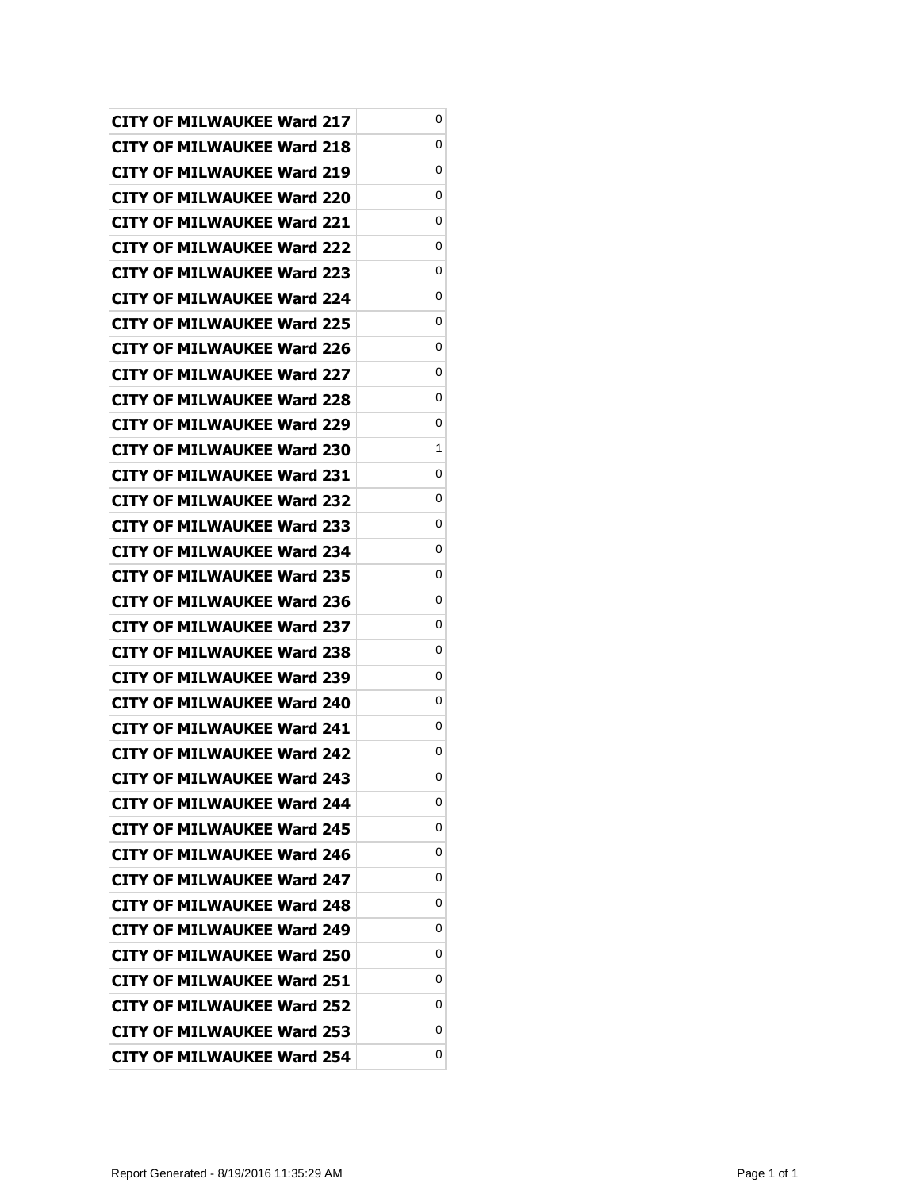| | |
|---|---|
| CITY OF MILWAUKEE Ward 217 | 0 |
| CITY OF MILWAUKEE Ward 218 | 0 |
| CITY OF MILWAUKEE Ward 219 | 0 |
| CITY OF MILWAUKEE Ward 220 | 0 |
| CITY OF MILWAUKEE Ward 221 | 0 |
| CITY OF MILWAUKEE Ward 222 | 0 |
| CITY OF MILWAUKEE Ward 223 | 0 |
| CITY OF MILWAUKEE Ward 224 | 0 |
| CITY OF MILWAUKEE Ward 225 | 0 |
| CITY OF MILWAUKEE Ward 226 | 0 |
| CITY OF MILWAUKEE Ward 227 | 0 |
| CITY OF MILWAUKEE Ward 228 | 0 |
| CITY OF MILWAUKEE Ward 229 | 0 |
| CITY OF MILWAUKEE Ward 230 | 1 |
| CITY OF MILWAUKEE Ward 231 | 0 |
| CITY OF MILWAUKEE Ward 232 | 0 |
| CITY OF MILWAUKEE Ward 233 | 0 |
| CITY OF MILWAUKEE Ward 234 | 0 |
| CITY OF MILWAUKEE Ward 235 | 0 |
| CITY OF MILWAUKEE Ward 236 | 0 |
| CITY OF MILWAUKEE Ward 237 | 0 |
| CITY OF MILWAUKEE Ward 238 | 0 |
| CITY OF MILWAUKEE Ward 239 | 0 |
| CITY OF MILWAUKEE Ward 240 | 0 |
| CITY OF MILWAUKEE Ward 241 | 0 |
| CITY OF MILWAUKEE Ward 242 | 0 |
| CITY OF MILWAUKEE Ward 243 | 0 |
| CITY OF MILWAUKEE Ward 244 | 0 |
| CITY OF MILWAUKEE Ward 245 | 0 |
| CITY OF MILWAUKEE Ward 246 | 0 |
| CITY OF MILWAUKEE Ward 247 | 0 |
| CITY OF MILWAUKEE Ward 248 | 0 |
| CITY OF MILWAUKEE Ward 249 | 0 |
| CITY OF MILWAUKEE Ward 250 | 0 |
| CITY OF MILWAUKEE Ward 251 | 0 |
| CITY OF MILWAUKEE Ward 252 | 0 |
| CITY OF MILWAUKEE Ward 253 | 0 |
| CITY OF MILWAUKEE Ward 254 | 0 |

Report Generated - 8/19/2016 11:35:29 AM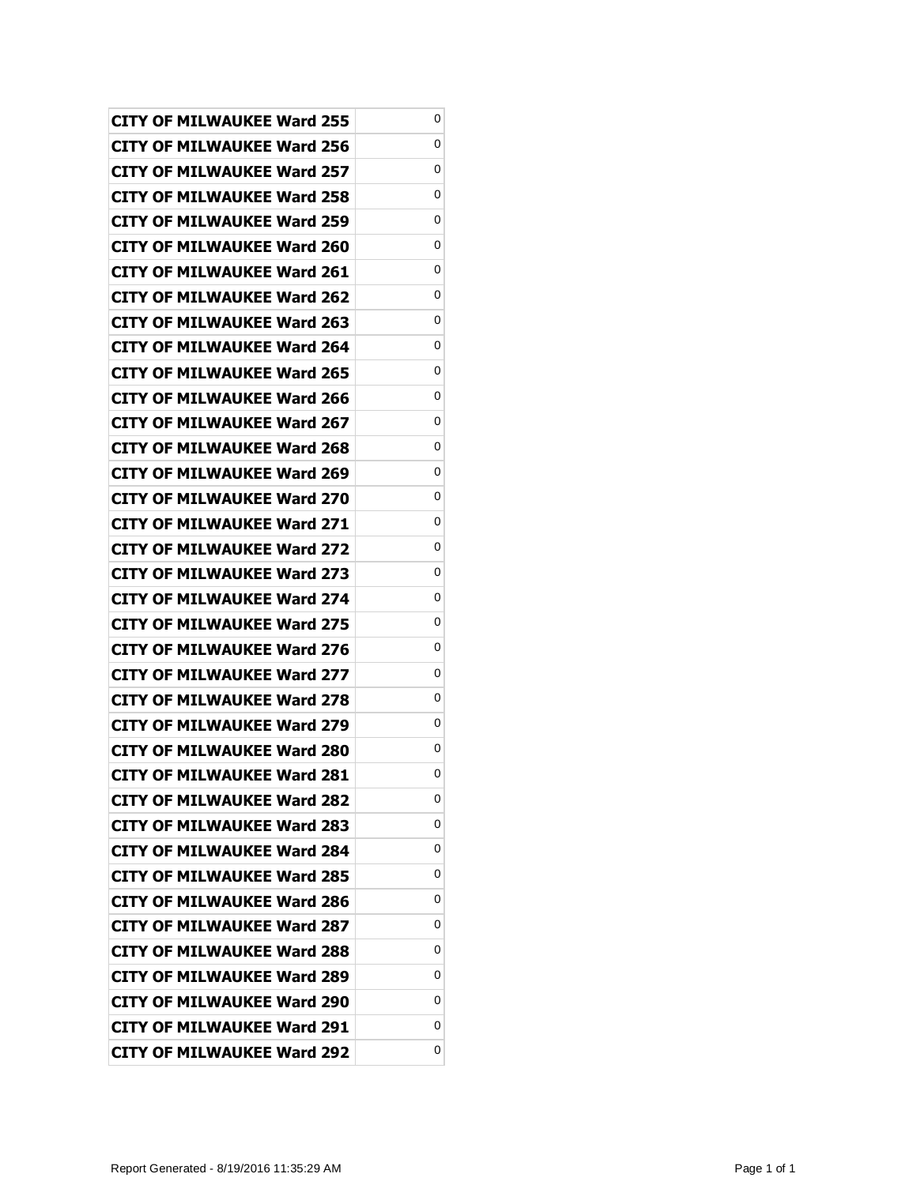| | |
|---|---|
| CITY OF MILWAUKEE Ward 255 | 0 |
| CITY OF MILWAUKEE Ward 256 | 0 |
| CITY OF MILWAUKEE Ward 257 | 0 |
| CITY OF MILWAUKEE Ward 258 | 0 |
| CITY OF MILWAUKEE Ward 259 | 0 |
| CITY OF MILWAUKEE Ward 260 | 0 |
| CITY OF MILWAUKEE Ward 261 | 0 |
| CITY OF MILWAUKEE Ward 262 | 0 |
| CITY OF MILWAUKEE Ward 263 | 0 |
| CITY OF MILWAUKEE Ward 264 | 0 |
| CITY OF MILWAUKEE Ward 265 | 0 |
| CITY OF MILWAUKEE Ward 266 | 0 |
| CITY OF MILWAUKEE Ward 267 | 0 |
| CITY OF MILWAUKEE Ward 268 | 0 |
| CITY OF MILWAUKEE Ward 269 | 0 |
| CITY OF MILWAUKEE Ward 270 | 0 |
| CITY OF MILWAUKEE Ward 271 | 0 |
| CITY OF MILWAUKEE Ward 272 | 0 |
| CITY OF MILWAUKEE Ward 273 | 0 |
| CITY OF MILWAUKEE Ward 274 | 0 |
| CITY OF MILWAUKEE Ward 275 | 0 |
| CITY OF MILWAUKEE Ward 276 | 0 |
| CITY OF MILWAUKEE Ward 277 | 0 |
| CITY OF MILWAUKEE Ward 278 | 0 |
| CITY OF MILWAUKEE Ward 279 | 0 |
| CITY OF MILWAUKEE Ward 280 | 0 |
| CITY OF MILWAUKEE Ward 281 | 0 |
| CITY OF MILWAUKEE Ward 282 | 0 |
| CITY OF MILWAUKEE Ward 283 | 0 |
| CITY OF MILWAUKEE Ward 284 | 0 |
| CITY OF MILWAUKEE Ward 285 | 0 |
| CITY OF MILWAUKEE Ward 286 | 0 |
| CITY OF MILWAUKEE Ward 287 | 0 |
| CITY OF MILWAUKEE Ward 288 | 0 |
| CITY OF MILWAUKEE Ward 289 | 0 |
| CITY OF MILWAUKEE Ward 290 | 0 |
| CITY OF MILWAUKEE Ward 291 | 0 |
| CITY OF MILWAUKEE Ward 292 | 0 |

Report Generated - 8/19/2016 11:35:29 AM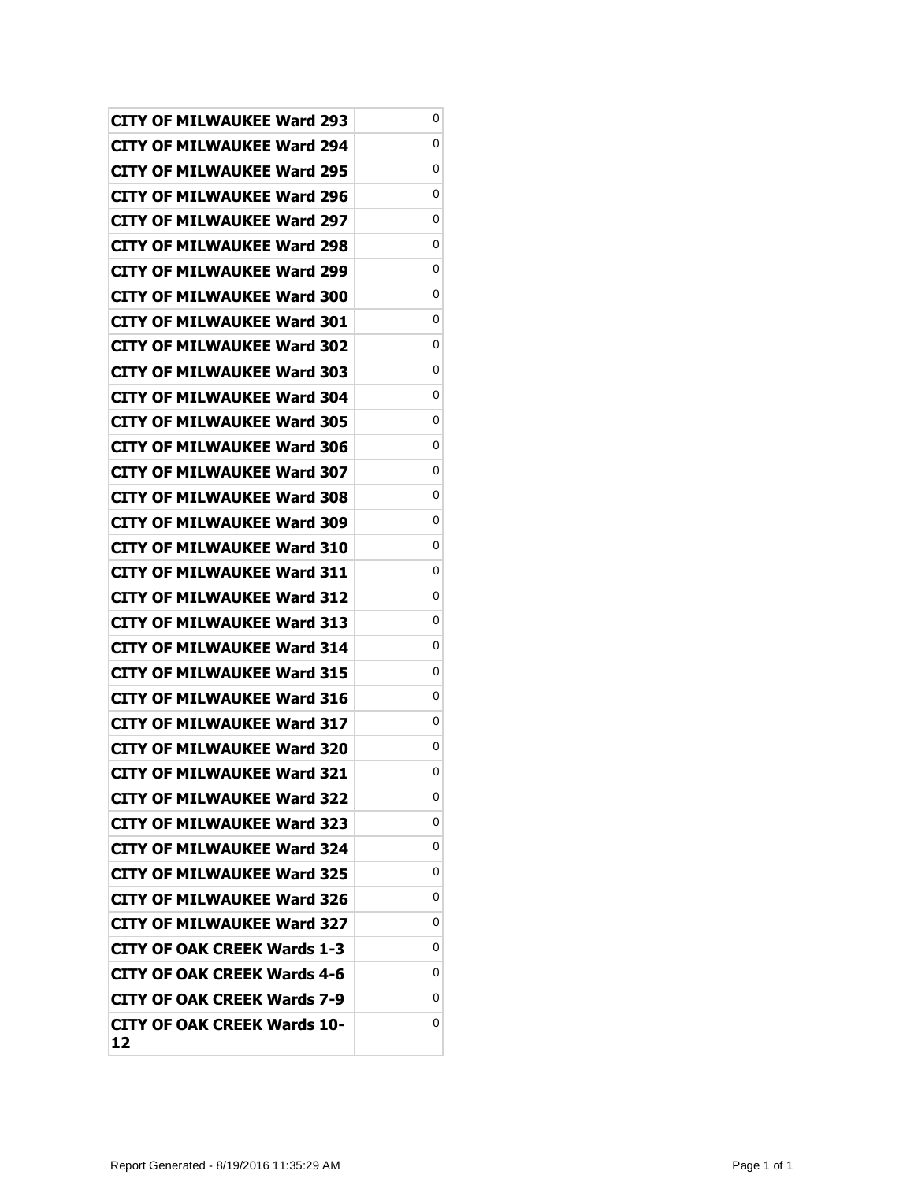| CITY OF MILWAUKEE Ward 293 | 0 |
|---|---|
| CITY OF MILWAUKEE Ward 294 | 0 |
| CITY OF MILWAUKEE Ward 295 | 0 |
| CITY OF MILWAUKEE Ward 296 | 0 |
| CITY OF MILWAUKEE Ward 297 | 0 |
| CITY OF MILWAUKEE Ward 298 | 0 |
| CITY OF MILWAUKEE Ward 299 | 0 |
| CITY OF MILWAUKEE Ward 300 | 0 |
| CITY OF MILWAUKEE Ward 301 | 0 |
| CITY OF MILWAUKEE Ward 302 | 0 |
| CITY OF MILWAUKEE Ward 303 | 0 |
| CITY OF MILWAUKEE Ward 304 | 0 |
| CITY OF MILWAUKEE Ward 305 | 0 |
| CITY OF MILWAUKEE Ward 306 | 0 |
| CITY OF MILWAUKEE Ward 307 | 0 |
| CITY OF MILWAUKEE Ward 308 | 0 |
| CITY OF MILWAUKEE Ward 309 | 0 |
| CITY OF MILWAUKEE Ward 310 | 0 |
| CITY OF MILWAUKEE Ward 311 | 0 |
| CITY OF MILWAUKEE Ward 312 | 0 |
| CITY OF MILWAUKEE Ward 313 | 0 |
| CITY OF MILWAUKEE Ward 314 | 0 |
| CITY OF MILWAUKEE Ward 315 | 0 |
| CITY OF MILWAUKEE Ward 316 | 0 |
| CITY OF MILWAUKEE Ward 317 | 0 |
| CITY OF MILWAUKEE Ward 320 | 0 |
| CITY OF MILWAUKEE Ward 321 | 0 |
| CITY OF MILWAUKEE Ward 322 | 0 |
| CITY OF MILWAUKEE Ward 323 | 0 |
| CITY OF MILWAUKEE Ward 324 | 0 |
| CITY OF MILWAUKEE Ward 325 | 0 |
| CITY OF MILWAUKEE Ward 326 | 0 |
| CITY OF MILWAUKEE Ward 327 | 0 |
| CITY OF OAK CREEK Wards 1-3 | 0 |
| CITY OF OAK CREEK Wards 4-6 | 0 |
| CITY OF OAK CREEK Wards 7-9 | 0 |
| CITY OF OAK CREEK Wards 10-12 | 0 |

Report Generated - 8/19/2016 11:35:29 AM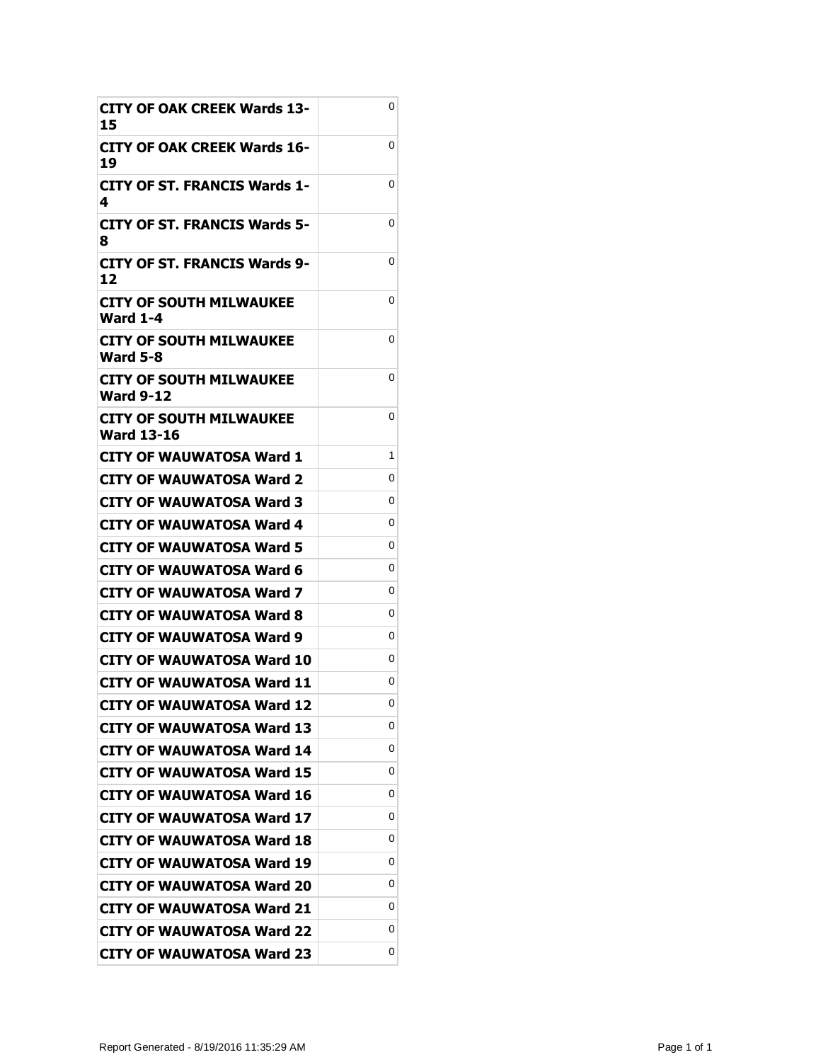| | |
|---|---|
| **CITY OF OAK CREEK Wards 13-15** | 0 |
| **CITY OF OAK CREEK Wards 16-19** | 0 |
| **CITY OF ST. FRANCIS Wards 1-4** | 0 |
| **CITY OF ST. FRANCIS Wards 5-8** | 0 |
| **CITY OF ST. FRANCIS Wards 9-12** | 0 |
| **CITY OF SOUTH MILWAUKEE Ward 1-4** | 0 |
| **CITY OF SOUTH MILWAUKEE Ward 5-8** | 0 |
| **CITY OF SOUTH MILWAUKEE Ward 9-12** | 0 |
| **CITY OF SOUTH MILWAUKEE Ward 13-16** | 0 |
| **CITY OF WAUWATOSA Ward 1** | 1 |
| **CITY OF WAUWATOSA Ward 2** | 0 |
| **CITY OF WAUWATOSA Ward 3** | 0 |
| **CITY OF WAUWATOSA Ward 4** | 0 |
| **CITY OF WAUWATOSA Ward 5** | 0 |
| **CITY OF WAUWATOSA Ward 6** | 0 |
| **CITY OF WAUWATOSA Ward 7** | 0 |
| **CITY OF WAUWATOSA Ward 8** | 0 |
| **CITY OF WAUWATOSA Ward 9** | 0 |
| **CITY OF WAUWATOSA Ward 10** | 0 |
| **CITY OF WAUWATOSA Ward 11** | 0 |
| **CITY OF WAUWATOSA Ward 12** | 0 |
| **CITY OF WAUWATOSA Ward 13** | 0 |
| **CITY OF WAUWATOSA Ward 14** | 0 |
| **CITY OF WAUWATOSA Ward 15** | 0 |
| **CITY OF WAUWATOSA Ward 16** | 0 |
| **CITY OF WAUWATOSA Ward 17** | 0 |
| **CITY OF WAUWATOSA Ward 18** | 0 |
| **CITY OF WAUWATOSA Ward 19** | 0 |
| **CITY OF WAUWATOSA Ward 20** | 0 |
| **CITY OF WAUWATOSA Ward 21** | 0 |
| **CITY OF WAUWATOSA Ward 22** | 0 |
| **CITY OF WAUWATOSA Ward 23** | 0 |

Report Generated - 8/19/2016 11:35:29 AM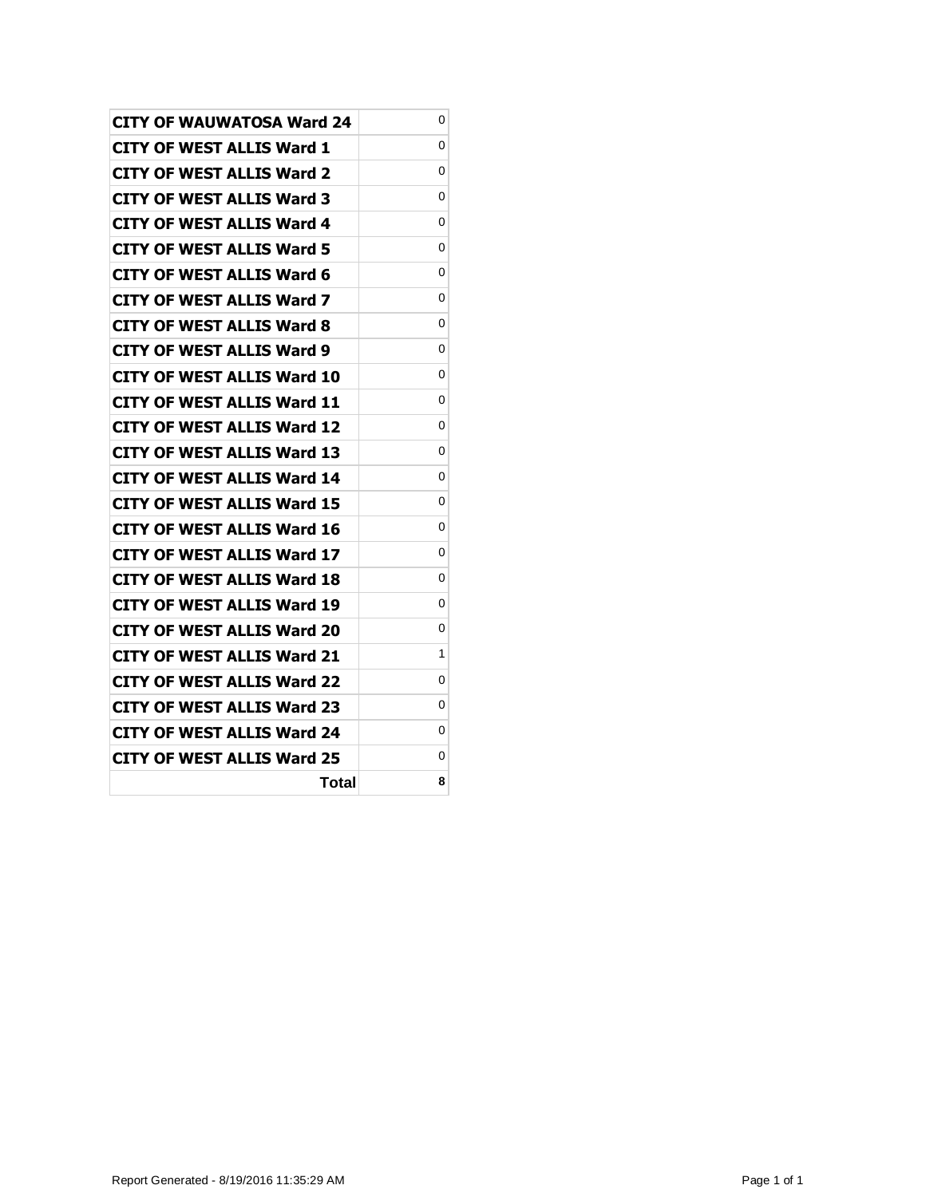| | |
|---|---|
| **CITY OF WAUWATOSA Ward 24** | 0 |
| **CITY OF WEST ALLIS Ward 1** | 0 |
| **CITY OF WEST ALLIS Ward 2** | 0 |
| **CITY OF WEST ALLIS Ward 3** | 0 |
| **CITY OF WEST ALLIS Ward 4** | 0 |
| **CITY OF WEST ALLIS Ward 5** | 0 |
| **CITY OF WEST ALLIS Ward 6** | 0 |
| **CITY OF WEST ALLIS Ward 7** | 0 |
| **CITY OF WEST ALLIS Ward 8** | 0 |
| **CITY OF WEST ALLIS Ward 9** | 0 |
| **CITY OF WEST ALLIS Ward 10** | 0 |
| **CITY OF WEST ALLIS Ward 11** | 0 |
| **CITY OF WEST ALLIS Ward 12** | 0 |
| **CITY OF WEST ALLIS Ward 13** | 0 |
| **CITY OF WEST ALLIS Ward 14** | 0 |
| **CITY OF WEST ALLIS Ward 15** | 0 |
| **CITY OF WEST ALLIS Ward 16** | 0 |
| **CITY OF WEST ALLIS Ward 17** | 0 |
| **CITY OF WEST ALLIS Ward 18** | 0 |
| **CITY OF WEST ALLIS Ward 19** | 0 |
| **CITY OF WEST ALLIS Ward 20** | 0 |
| **CITY OF WEST ALLIS Ward 21** | 1 |
| **CITY OF WEST ALLIS Ward 22** | 0 |
| **CITY OF WEST ALLIS Ward 23** | 0 |
| **CITY OF WEST ALLIS Ward 24** | 0 |
| **CITY OF WEST ALLIS Ward 25** | 0 |
| **Total** | **8** |

Report Generated - 8/19/2016 11:35:29 AM